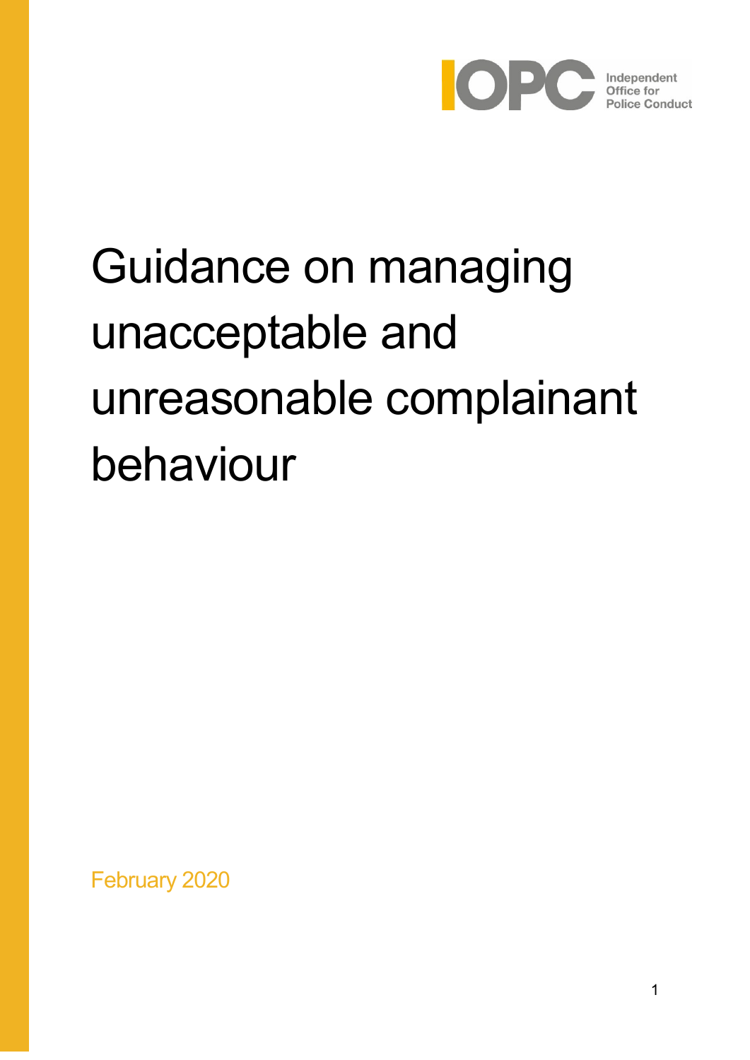Independent Office for Police Conduct

# Guidance on managing unacceptable and unreasonable complainant behaviour

February 2020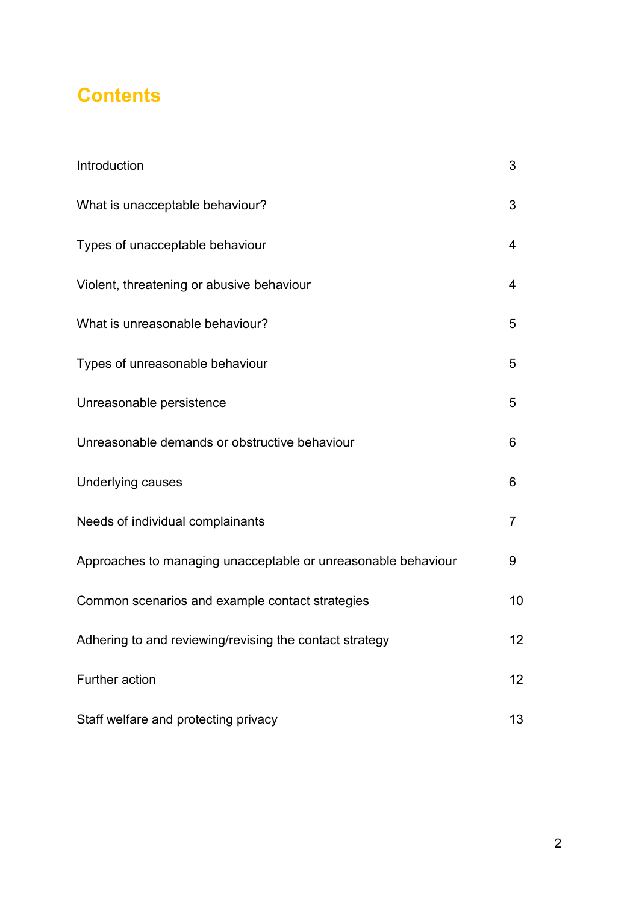# Contents

| | |
|---|---|
| Introduction | 3 |
| What is unacceptable behaviour? | 3 |
| Types of unacceptable behaviour | 4 |
| Violent, threatening or abusive behaviour | 4 |
| What is unreasonable behaviour? | 5 |
| Types of unreasonable behaviour | 5 |
| Unreasonable persistence | 5 |
| Unreasonable demands or obstructive behaviour | 6 |
| Underlying causes | 6 |
| Needs of individual complainants | 7 |
| Approaches to managing unacceptable or unreasonable behaviour | 9 |
| Common scenarios and example contact strategies | 10 |
| Adhering to and reviewing/revising the contact strategy | 12 |
| Further action | 12 |
| Staff welfare and protecting privacy | 13 |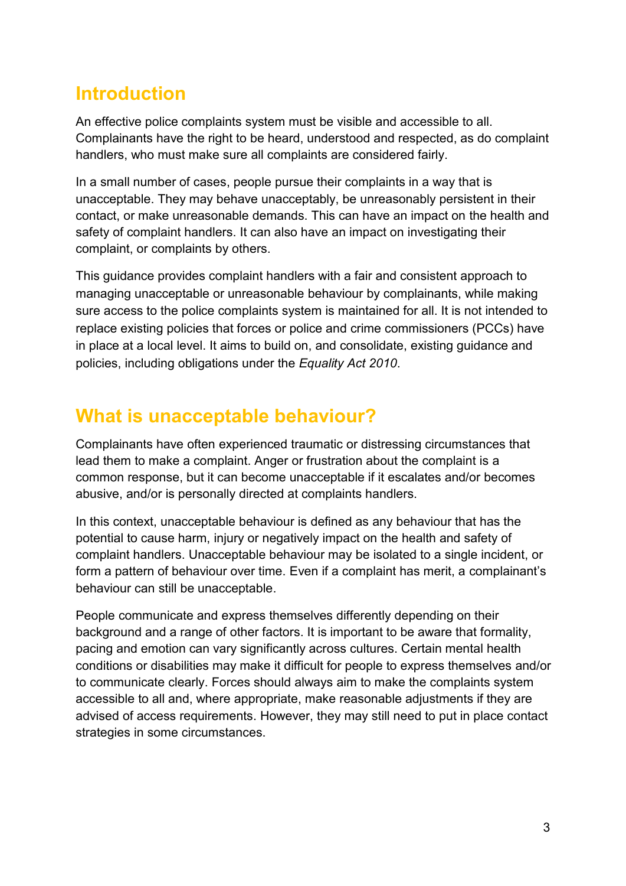## Introduction

An effective police complaints system must be visible and accessible to all. Complainants have the right to be heard, understood and respected, as do complaint handlers, who must make sure all complaints are considered fairly.

In a small number of cases, people pursue their complaints in a way that is unacceptable. They may behave unacceptably, be unreasonably persistent in their contact, or make unreasonable demands. This can have an impact on the health and safety of complaint handlers. It can also have an impact on investigating their complaint, or complaints by others.

This guidance provides complaint handlers with a fair and consistent approach to managing unacceptable or unreasonable behaviour by complainants, while making sure access to the police complaints system is maintained for all. It is not intended to replace existing policies that forces or police and crime commissioners (PCCs) have in place at a local level. It aims to build on, and consolidate, existing guidance and policies, including obligations under the *Equality Act 2010*.

## What is unacceptable behaviour?

Complainants have often experienced traumatic or distressing circumstances that lead them to make a complaint. Anger or frustration about the complaint is a common response, but it can become unacceptable if it escalates and/or becomes abusive, and/or is personally directed at complaints handlers.

In this context, unacceptable behaviour is defined as any behaviour that has the potential to cause harm, injury or negatively impact on the health and safety of complaint handlers. Unacceptable behaviour may be isolated to a single incident, or form a pattern of behaviour over time. Even if a complaint has merit, a complainant's behaviour can still be unacceptable.

People communicate and express themselves differently depending on their background and a range of other factors. It is important to be aware that formality, pacing and emotion can vary significantly across cultures. Certain mental health conditions or disabilities may make it difficult for people to express themselves and/or to communicate clearly. Forces should always aim to make the complaints system accessible to all and, where appropriate, make reasonable adjustments if they are advised of access requirements. However, they may still need to put in place contact strategies in some circumstances.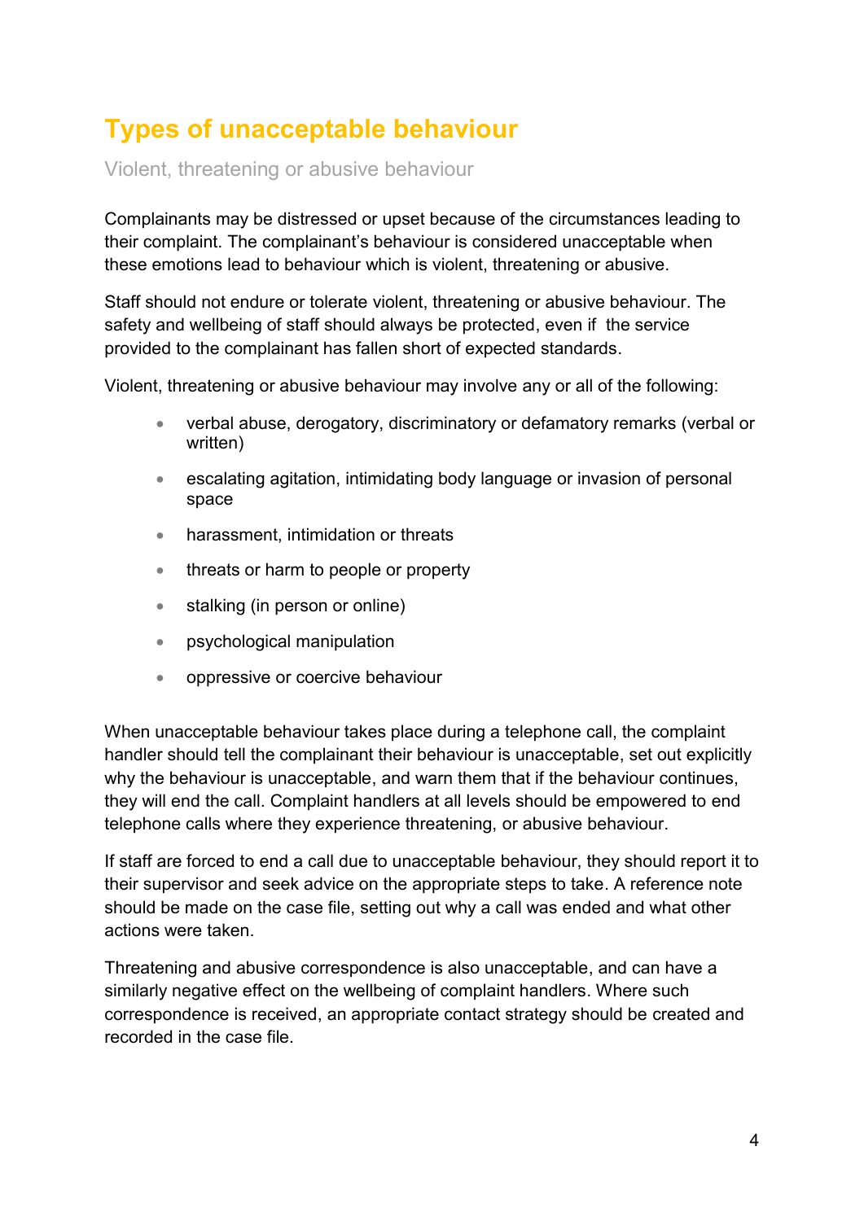# Types of unacceptable behaviour

## Violent, threatening or abusive behaviour

Complainants may be distressed or upset because of the circumstances leading to their complaint. The complainant's behaviour is considered unacceptable when these emotions lead to behaviour which is violent, threatening or abusive.

Staff should not endure or tolerate violent, threatening or abusive behaviour. The safety and wellbeing of staff should always be protected, even if the service provided to the complainant has fallen short of expected standards.

Violent, threatening or abusive behaviour may involve any or all of the following:

- verbal abuse, derogatory, discriminatory or defamatory remarks (verbal or written)
- escalating agitation, intimidating body language or invasion of personal space
- harassment, intimidation or threats
- threats or harm to people or property
- stalking (in person or online)
- psychological manipulation
- oppressive or coercive behaviour

When unacceptable behaviour takes place during a telephone call, the complaint handler should tell the complainant their behaviour is unacceptable, set out explicitly why the behaviour is unacceptable, and warn them that if the behaviour continues, they will end the call. Complaint handlers at all levels should be empowered to end telephone calls where they experience threatening, or abusive behaviour.

If staff are forced to end a call due to unacceptable behaviour, they should report it to their supervisor and seek advice on the appropriate steps to take. A reference note should be made on the case file, setting out why a call was ended and what other actions were taken.

Threatening and abusive correspondence is also unacceptable, and can have a similarly negative effect on the wellbeing of complaint handlers. Where such correspondence is received, an appropriate contact strategy should be created and recorded in the case file.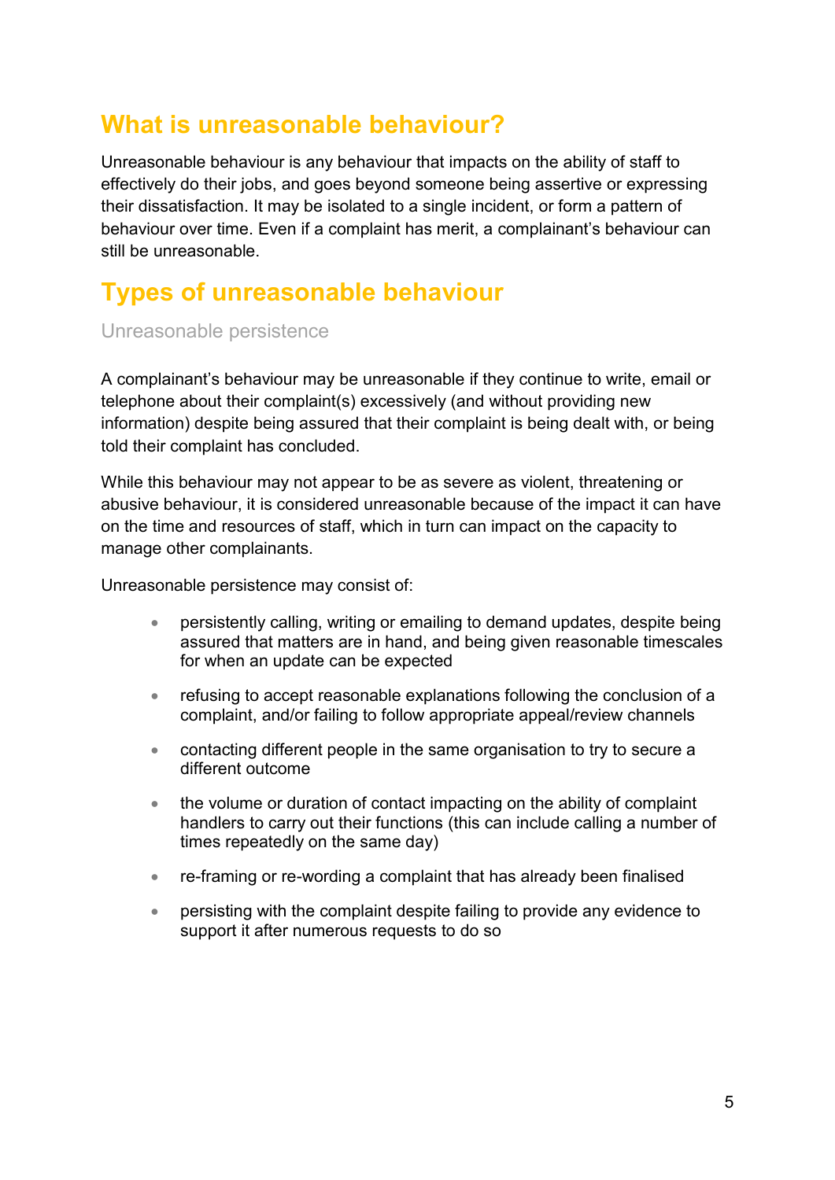## What is unreasonable behaviour?

Unreasonable behaviour is any behaviour that impacts on the ability of staff to effectively do their jobs, and goes beyond someone being assertive or expressing their dissatisfaction. It may be isolated to a single incident, or form a pattern of behaviour over time. Even if a complaint has merit, a complainant's behaviour can still be unreasonable.

## Types of unreasonable behaviour

### Unreasonable persistence

A complainant's behaviour may be unreasonable if they continue to write, email or telephone about their complaint(s) excessively (and without providing new information) despite being assured that their complaint is being dealt with, or being told their complaint has concluded.

While this behaviour may not appear to be as severe as violent, threatening or abusive behaviour, it is considered unreasonable because of the impact it can have on the time and resources of staff, which in turn can impact on the capacity to manage other complainants.

Unreasonable persistence may consist of:

- persistently calling, writing or emailing to demand updates, despite being assured that matters are in hand, and being given reasonable timescales for when an update can be expected
- refusing to accept reasonable explanations following the conclusion of a complaint, and/or failing to follow appropriate appeal/review channels
- contacting different people in the same organisation to try to secure a different outcome
- the volume or duration of contact impacting on the ability of complaint handlers to carry out their functions (this can include calling a number of times repeatedly on the same day)
- re-framing or re-wording a complaint that has already been finalised
- persisting with the complaint despite failing to provide any evidence to support it after numerous requests to do so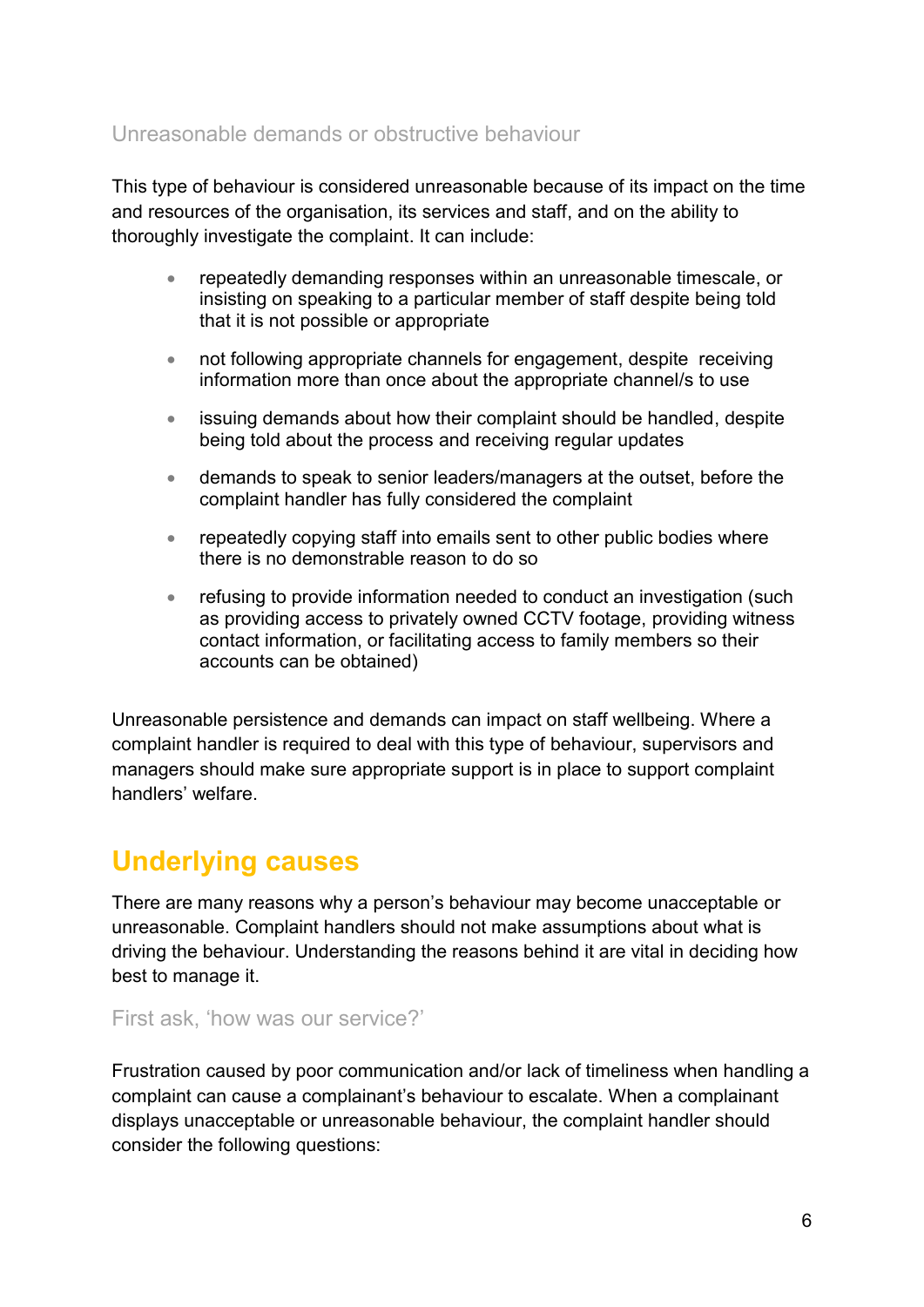### Unreasonable demands or obstructive behaviour

This type of behaviour is considered unreasonable because of its impact on the time and resources of the organisation, its services and staff, and on the ability to thoroughly investigate the complaint. It can include:

- repeatedly demanding responses within an unreasonable timescale, or insisting on speaking to a particular member of staff despite being told that it is not possible or appropriate
- not following appropriate channels for engagement, despite receiving information more than once about the appropriate channel/s to use
- issuing demands about how their complaint should be handled, despite being told about the process and receiving regular updates
- demands to speak to senior leaders/managers at the outset, before the complaint handler has fully considered the complaint
- repeatedly copying staff into emails sent to other public bodies where there is no demonstrable reason to do so
- refusing to provide information needed to conduct an investigation (such as providing access to privately owned CCTV footage, providing witness contact information, or facilitating access to family members so their accounts can be obtained)

Unreasonable persistence and demands can impact on staff wellbeing. Where a complaint handler is required to deal with this type of behaviour, supervisors and managers should make sure appropriate support is in place to support complaint handlers' welfare.

## Underlying causes

There are many reasons why a person's behaviour may become unacceptable or unreasonable. Complaint handlers should not make assumptions about what is driving the behaviour. Understanding the reasons behind it are vital in deciding how best to manage it.

### First ask, 'how was our service?'

Frustration caused by poor communication and/or lack of timeliness when handling a complaint can cause a complainant's behaviour to escalate. When a complainant displays unacceptable or unreasonable behaviour, the complaint handler should consider the following questions: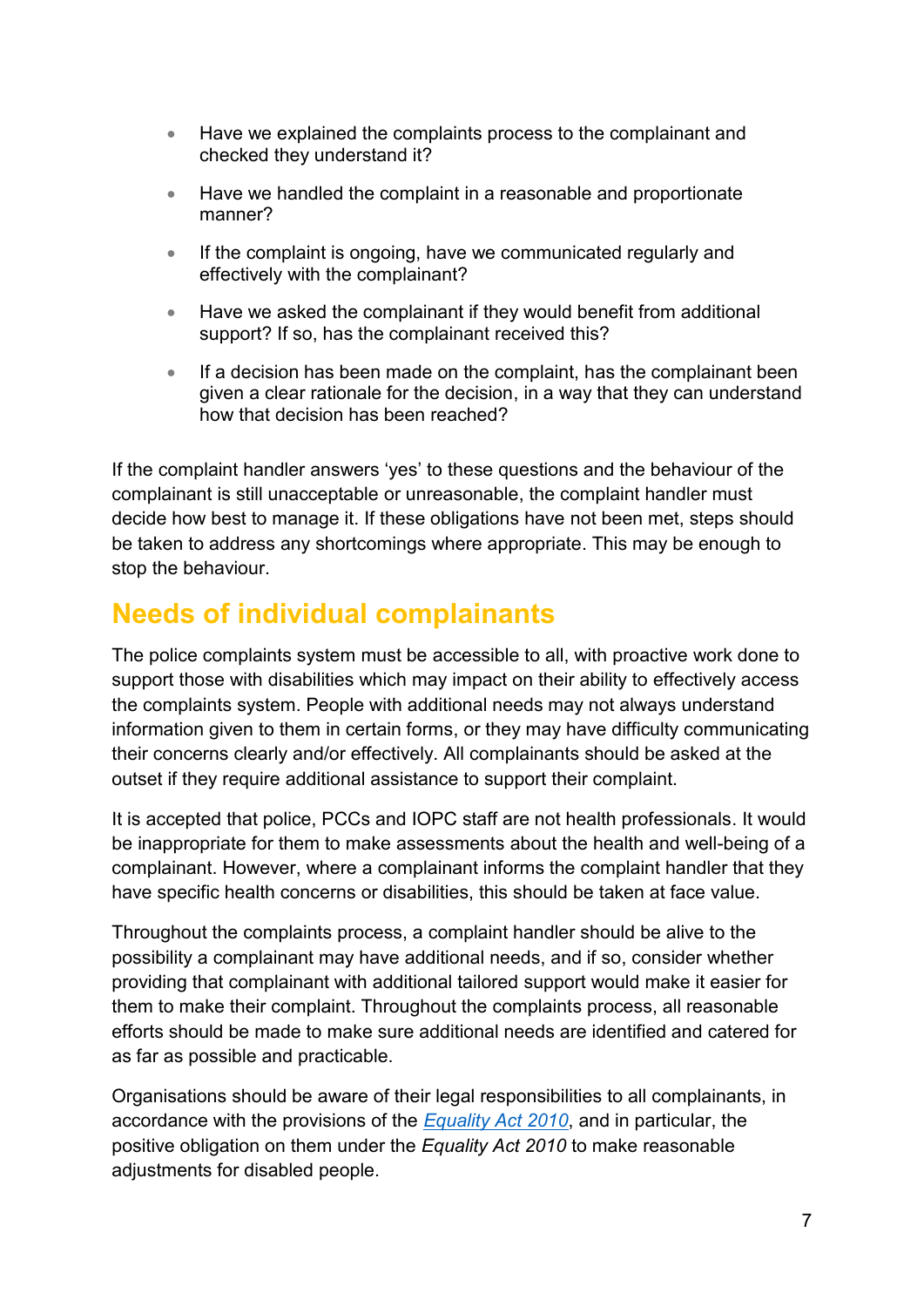- Have we explained the complaints process to the complainant and checked they understand it?
- Have we handled the complaint in a reasonable and proportionate manner?
- If the complaint is ongoing, have we communicated regularly and effectively with the complainant?
- Have we asked the complainant if they would benefit from additional support? If so, has the complainant received this?
- If a decision has been made on the complaint, has the complainant been given a clear rationale for the decision, in a way that they can understand how that decision has been reached?

If the complaint handler answers 'yes' to these questions and the behaviour of the complainant is still unacceptable or unreasonable, the complaint handler must decide how best to manage it. If these obligations have not been met, steps should be taken to address any shortcomings where appropriate. This may be enough to stop the behaviour.

## Needs of individual complainants

The police complaints system must be accessible to all, with proactive work done to support those with disabilities which may impact on their ability to effectively access the complaints system. People with additional needs may not always understand information given to them in certain forms, or they may have difficulty communicating their concerns clearly and/or effectively. All complainants should be asked at the outset if they require additional assistance to support their complaint.

It is accepted that police, PCCs and IOPC staff are not health professionals. It would be inappropriate for them to make assessments about the health and well-being of a complainant. However, where a complainant informs the complaint handler that they have specific health concerns or disabilities, this should be taken at face value.

Throughout the complaints process, a complaint handler should be alive to the possibility a complainant may have additional needs, and if so, consider whether providing that complainant with additional tailored support would make it easier for them to make their complaint. Throughout the complaints process, all reasonable efforts should be made to make sure additional needs are identified and catered for as far as possible and practicable.

Organisations should be aware of their legal responsibilities to all complainants, in accordance with the provisions of the *Equality Act 2010*, and in particular, the positive obligation on them under the *Equality Act 2010* to make reasonable adjustments for disabled people.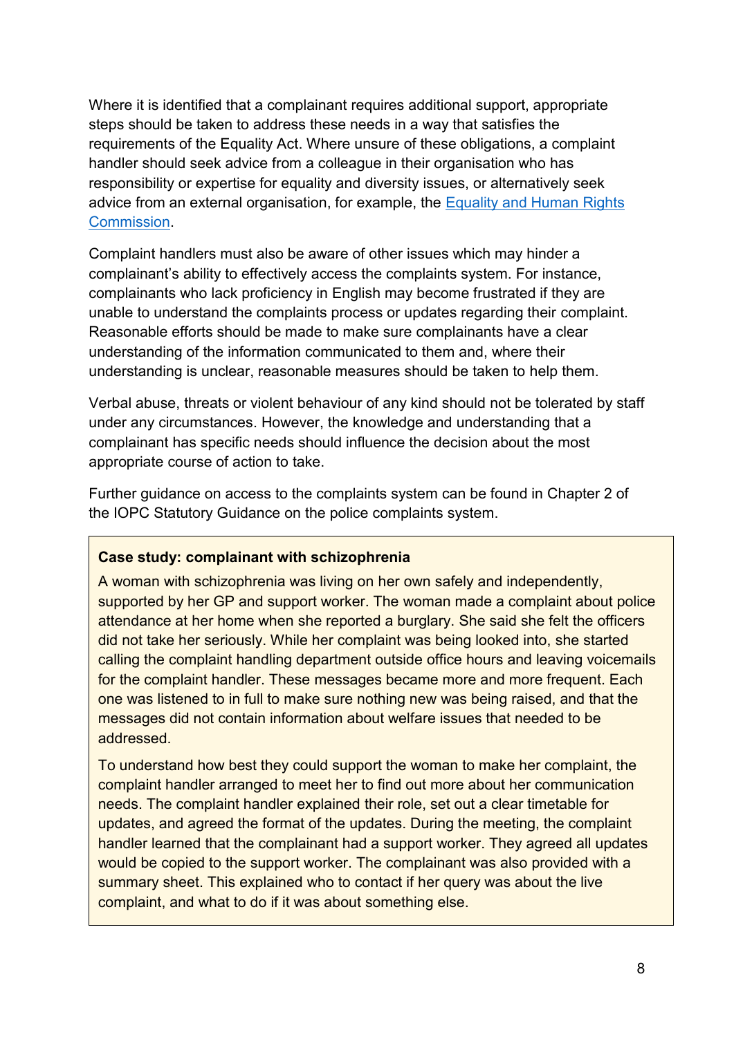Where it is identified that a complainant requires additional support, appropriate steps should be taken to address these needs in a way that satisfies the requirements of the Equality Act. Where unsure of these obligations, a complaint handler should seek advice from a colleague in their organisation who has responsibility or expertise for equality and diversity issues, or alternatively seek advice from an external organisation, for example, the [Equality and Human Rights Commission](#).

Complaint handlers must also be aware of other issues which may hinder a complainant's ability to effectively access the complaints system. For instance, complainants who lack proficiency in English may become frustrated if they are unable to understand the complaints process or updates regarding their complaint. Reasonable efforts should be made to make sure complainants have a clear understanding of the information communicated to them and, where their understanding is unclear, reasonable measures should be taken to help them.

Verbal abuse, threats or violent behaviour of any kind should not be tolerated by staff under any circumstances. However, the knowledge and understanding that a complainant has specific needs should influence the decision about the most appropriate course of action to take.

Further guidance on access to the complaints system can be found in Chapter 2 of the IOPC Statutory Guidance on the police complaints system.

> **Case study: complainant with schizophrenia**
>
> A woman with schizophrenia was living on her own safely and independently, supported by her GP and support worker. The woman made a complaint about police attendance at her home when she reported a burglary. She said she felt the officers did not take her seriously. While her complaint was being looked into, she started calling the complaint handling department outside office hours and leaving voicemails for the complaint handler. These messages became more and more frequent. Each one was listened to in full to make sure nothing new was being raised, and that the messages did not contain information about welfare issues that needed to be addressed.
>
> To understand how best they could support the woman to make her complaint, the complaint handler arranged to meet her to find out more about her communication needs. The complaint handler explained their role, set out a clear timetable for updates, and agreed the format of the updates. During the meeting, the complaint handler learned that the complainant had a support worker. They agreed all updates would be copied to the support worker. The complainant was also provided with a summary sheet. This explained who to contact if her query was about the live complaint, and what to do if it was about something else.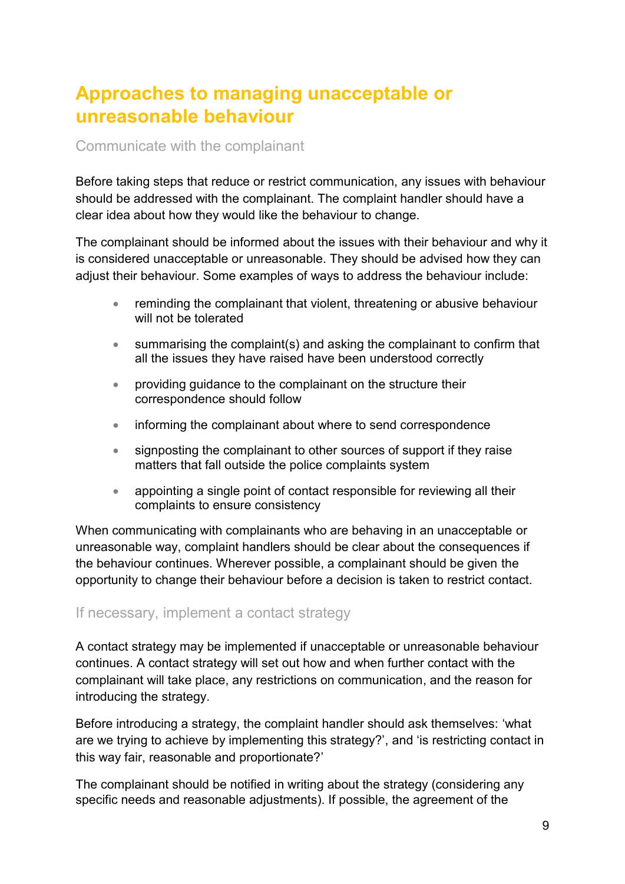# Approaches to managing unacceptable or unreasonable behaviour

## Communicate with the complainant

Before taking steps that reduce or restrict communication, any issues with behaviour should be addressed with the complainant. The complaint handler should have a clear idea about how they would like the behaviour to change.

The complainant should be informed about the issues with their behaviour and why it is considered unacceptable or unreasonable. They should be advised how they can adjust their behaviour. Some examples of ways to address the behaviour include:

- reminding the complainant that violent, threatening or abusive behaviour will not be tolerated
- summarising the complaint(s) and asking the complainant to confirm that all the issues they have raised have been understood correctly
- providing guidance to the complainant on the structure their correspondence should follow
- informing the complainant about where to send correspondence
- signposting the complainant to other sources of support if they raise matters that fall outside the police complaints system
- appointing a single point of contact responsible for reviewing all their complaints to ensure consistency

When communicating with complainants who are behaving in an unacceptable or unreasonable way, complaint handlers should be clear about the consequences if the behaviour continues. Wherever possible, a complainant should be given the opportunity to change their behaviour before a decision is taken to restrict contact.

## If necessary, implement a contact strategy

A contact strategy may be implemented if unacceptable or unreasonable behaviour continues. A contact strategy will set out how and when further contact with the complainant will take place, any restrictions on communication, and the reason for introducing the strategy.

Before introducing a strategy, the complaint handler should ask themselves: 'what are we trying to achieve by implementing this strategy?', and 'is restricting contact in this way fair, reasonable and proportionate?'

The complainant should be notified in writing about the strategy (considering any specific needs and reasonable adjustments). If possible, the agreement of the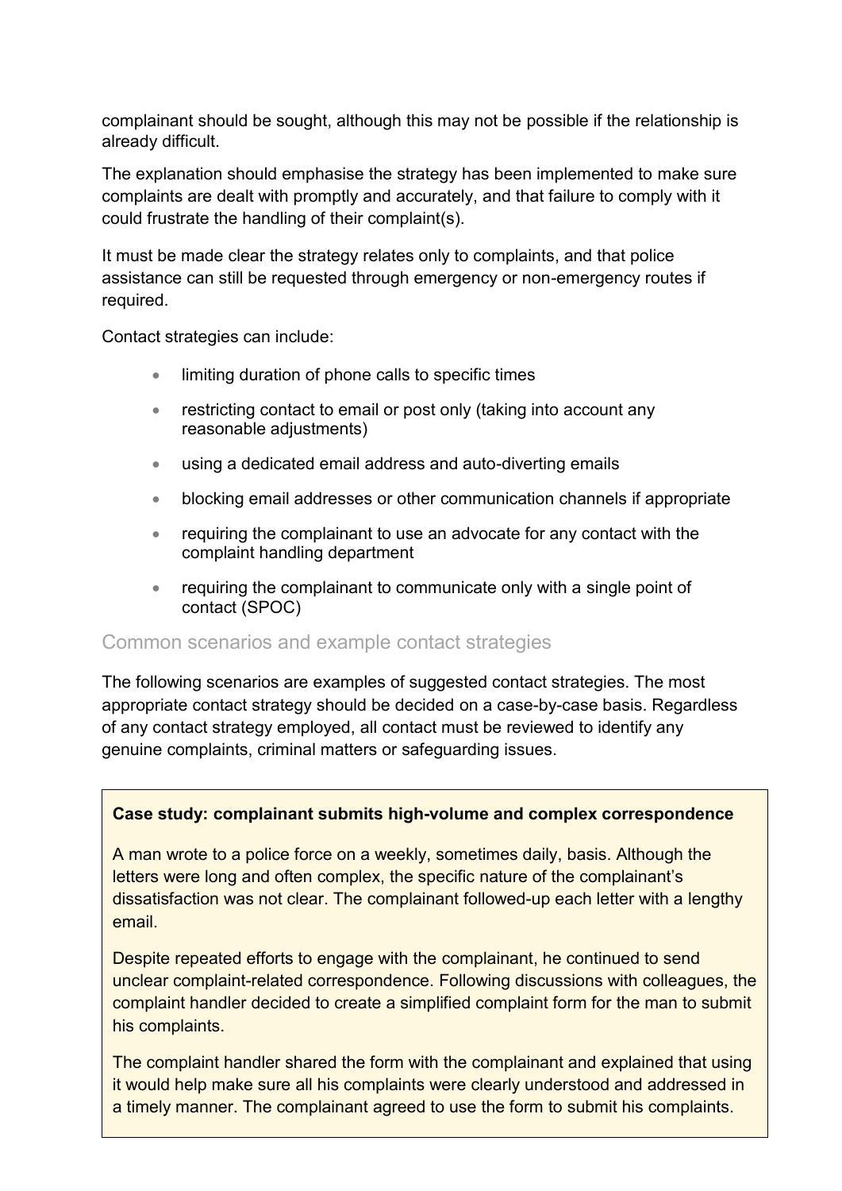complainant should be sought, although this may not be possible if the relationship is already difficult.

The explanation should emphasise the strategy has been implemented to make sure complaints are dealt with promptly and accurately, and that failure to comply with it could frustrate the handling of their complaint(s).

It must be made clear the strategy relates only to complaints, and that police assistance can still be requested through emergency or non-emergency routes if required.

Contact strategies can include:

- limiting duration of phone calls to specific times
- restricting contact to email or post only (taking into account any reasonable adjustments)
- using a dedicated email address and auto-diverting emails
- blocking email addresses or other communication channels if appropriate
- requiring the complainant to use an advocate for any contact with the complaint handling department
- requiring the complainant to communicate only with a single point of contact (SPOC)

### Common scenarios and example contact strategies

The following scenarios are examples of suggested contact strategies. The most appropriate contact strategy should be decided on a case-by-case basis. Regardless of any contact strategy employed, all contact must be reviewed to identify any genuine complaints, criminal matters or safeguarding issues.

**Case study: complainant submits high-volume and complex correspondence**

A man wrote to a police force on a weekly, sometimes daily, basis. Although the letters were long and often complex, the specific nature of the complainant's dissatisfaction was not clear. The complainant followed-up each letter with a lengthy email.

Despite repeated efforts to engage with the complainant, he continued to send unclear complaint-related correspondence. Following discussions with colleagues, the complaint handler decided to create a simplified complaint form for the man to submit his complaints.

The complaint handler shared the form with the complainant and explained that using it would help make sure all his complaints were clearly understood and addressed in a timely manner. The complainant agreed to use the form to submit his complaints.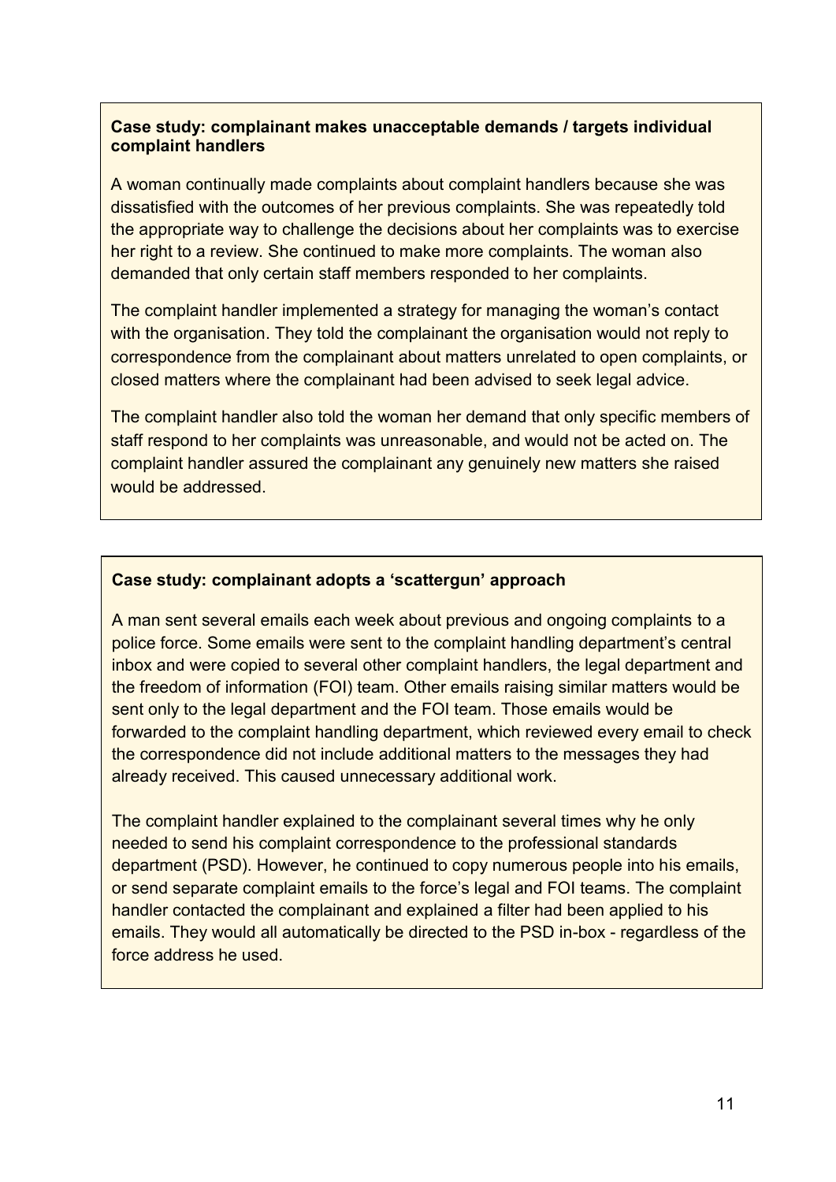**Case study: complainant makes unacceptable demands / targets individual complaint handlers**

A woman continually made complaints about complaint handlers because she was dissatisfied with the outcomes of her previous complaints. She was repeatedly told the appropriate way to challenge the decisions about her complaints was to exercise her right to a review. She continued to make more complaints. The woman also demanded that only certain staff members responded to her complaints.

The complaint handler implemented a strategy for managing the woman's contact with the organisation. They told the complainant the organisation would not reply to correspondence from the complainant about matters unrelated to open complaints, or closed matters where the complainant had been advised to seek legal advice.

The complaint handler also told the woman her demand that only specific members of staff respond to her complaints was unreasonable, and would not be acted on. The complaint handler assured the complainant any genuinely new matters she raised would be addressed.

**Case study: complainant adopts a 'scattergun' approach**

A man sent several emails each week about previous and ongoing complaints to a police force. Some emails were sent to the complaint handling department's central inbox and were copied to several other complaint handlers, the legal department and the freedom of information (FOI) team. Other emails raising similar matters would be sent only to the legal department and the FOI team. Those emails would be forwarded to the complaint handling department, which reviewed every email to check the correspondence did not include additional matters to the messages they had already received. This caused unnecessary additional work.

The complaint handler explained to the complainant several times why he only needed to send his complaint correspondence to the professional standards department (PSD). However, he continued to copy numerous people into his emails, or send separate complaint emails to the force's legal and FOI teams. The complaint handler contacted the complainant and explained a filter had been applied to his emails. They would all automatically be directed to the PSD in-box - regardless of the force address he used.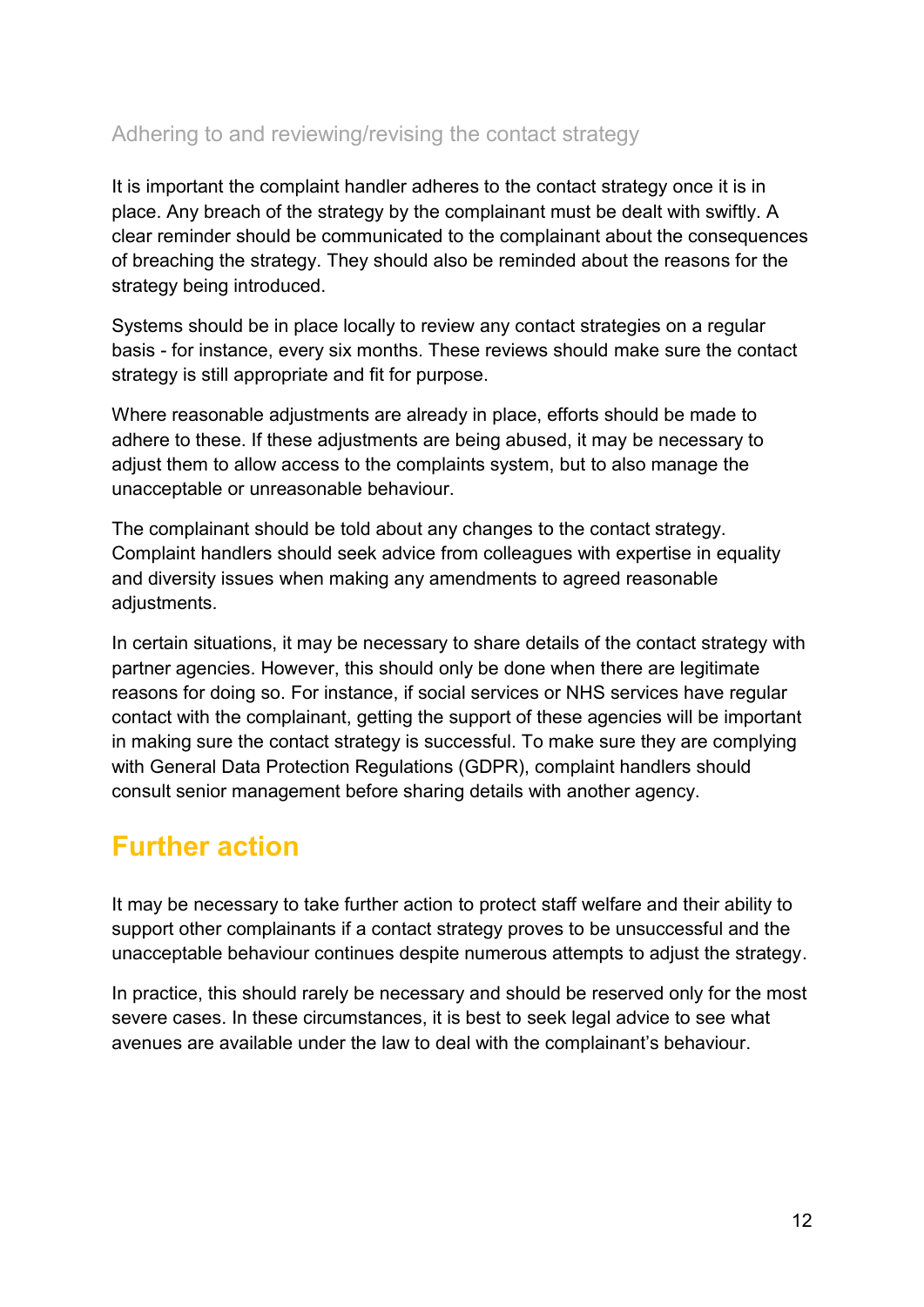### Adhering to and reviewing/revising the contact strategy

It is important the complaint handler adheres to the contact strategy once it is in place. Any breach of the strategy by the complainant must be dealt with swiftly. A clear reminder should be communicated to the complainant about the consequences of breaching the strategy. They should also be reminded about the reasons for the strategy being introduced.

Systems should be in place locally to review any contact strategies on a regular basis - for instance, every six months. These reviews should make sure the contact strategy is still appropriate and fit for purpose.

Where reasonable adjustments are already in place, efforts should be made to adhere to these. If these adjustments are being abused, it may be necessary to adjust them to allow access to the complaints system, but to also manage the unacceptable or unreasonable behaviour.

The complainant should be told about any changes to the contact strategy. Complaint handlers should seek advice from colleagues with expertise in equality and diversity issues when making any amendments to agreed reasonable adjustments.

In certain situations, it may be necessary to share details of the contact strategy with partner agencies. However, this should only be done when there are legitimate reasons for doing so. For instance, if social services or NHS services have regular contact with the complainant, getting the support of these agencies will be important in making sure the contact strategy is successful. To make sure they are complying with General Data Protection Regulations (GDPR), complaint handlers should consult senior management before sharing details with another agency.

## Further action

It may be necessary to take further action to protect staff welfare and their ability to support other complainants if a contact strategy proves to be unsuccessful and the unacceptable behaviour continues despite numerous attempts to adjust the strategy.

In practice, this should rarely be necessary and should be reserved only for the most severe cases. In these circumstances, it is best to seek legal advice to see what avenues are available under the law to deal with the complainant's behaviour.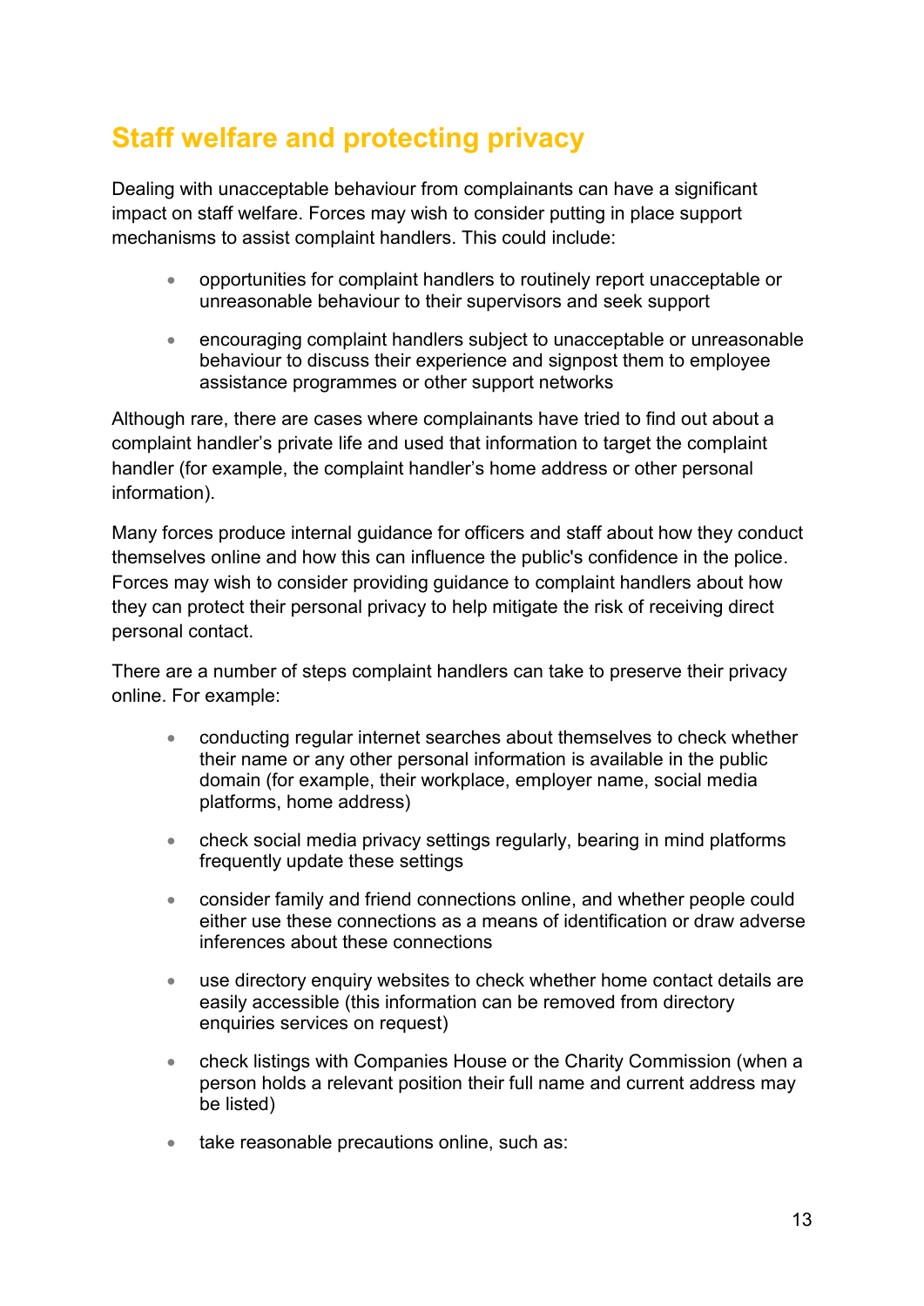## Staff welfare and protecting privacy

Dealing with unacceptable behaviour from complainants can have a significant impact on staff welfare. Forces may wish to consider putting in place support mechanisms to assist complaint handlers. This could include:

- opportunities for complaint handlers to routinely report unacceptable or unreasonable behaviour to their supervisors and seek support
- encouraging complaint handlers subject to unacceptable or unreasonable behaviour to discuss their experience and signpost them to employee assistance programmes or other support networks

Although rare, there are cases where complainants have tried to find out about a complaint handler's private life and used that information to target the complaint handler (for example, the complaint handler's home address or other personal information).

Many forces produce internal guidance for officers and staff about how they conduct themselves online and how this can influence the public's confidence in the police. Forces may wish to consider providing guidance to complaint handlers about how they can protect their personal privacy to help mitigate the risk of receiving direct personal contact.

There are a number of steps complaint handlers can take to preserve their privacy online. For example:

- conducting regular internet searches about themselves to check whether their name or any other personal information is available in the public domain (for example, their workplace, employer name, social media platforms, home address)
- check social media privacy settings regularly, bearing in mind platforms frequently update these settings
- consider family and friend connections online, and whether people could either use these connections as a means of identification or draw adverse inferences about these connections
- use directory enquiry websites to check whether home contact details are easily accessible (this information can be removed from directory enquiries services on request)
- check listings with Companies House or the Charity Commission (when a person holds a relevant position their full name and current address may be listed)
- take reasonable precautions online, such as: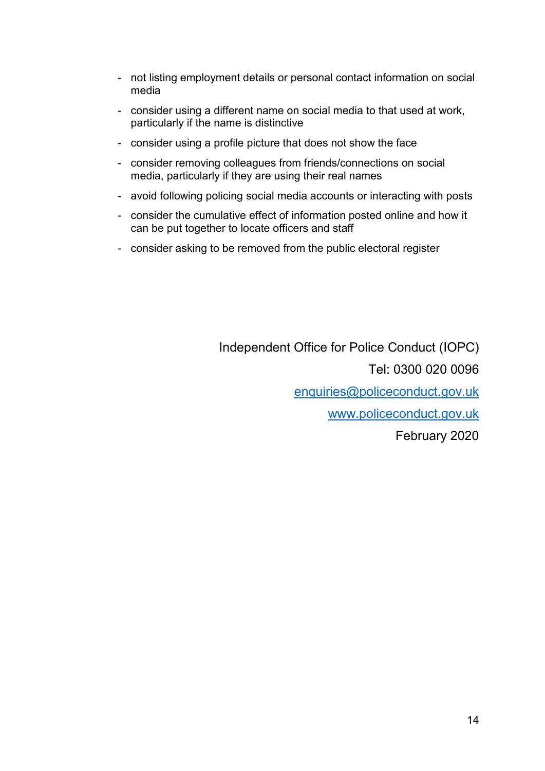- not listing employment details or personal contact information on social media
- consider using a different name on social media to that used at work, particularly if the name is distinctive
- consider using a profile picture that does not show the face
- consider removing colleagues from friends/connections on social media, particularly if they are using their real names
- avoid following policing social media accounts or interacting with posts
- consider the cumulative effect of information posted online and how it can be put together to locate officers and staff
- consider asking to be removed from the public electoral register

Independent Office for Police Conduct (IOPC)

Tel: 0300 020 0096

[enquiries@policeconduct.gov.uk](mailto:enquiries@policeconduct.gov.uk)

[www.policeconduct.gov.uk](http://www.policeconduct.gov.uk)

February 2020